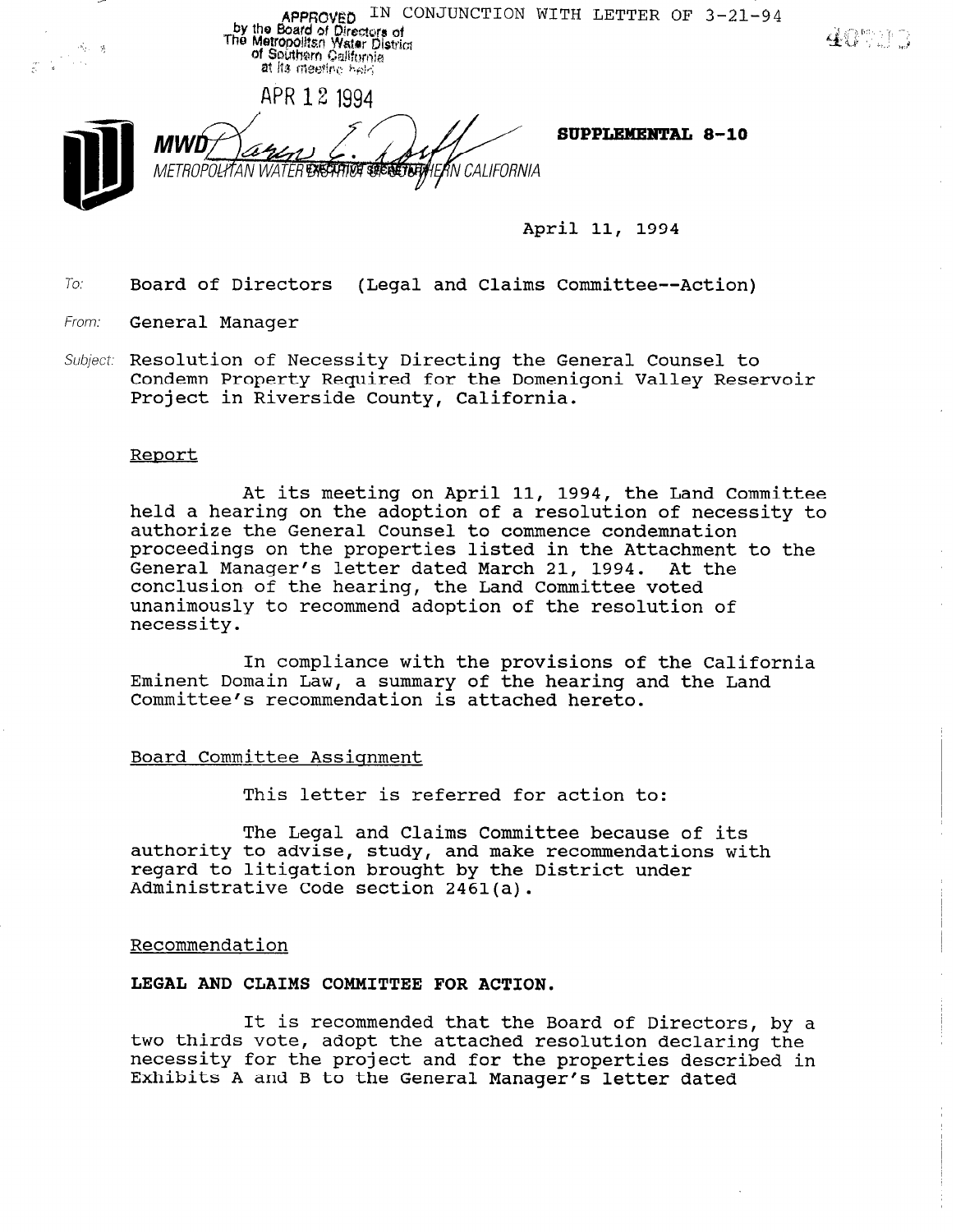APPROVED IN CONJUNCTION WITH LETTER OF 3-21-94
by the Board of Directors of
The Metropolitan Water District
of Southern California
at its meeting held

APR 12 1994

EXECUTIVE SECRETARY

**MWD**
METROPOLITAN WATER DISTRICT OF SOUTHERN CALIFORNIA

**SUPPLEMENTAL 8-10**

April 11, 1994

To: Board of Directors (Legal and Claims Committee--Action)

From: General Manager

Subject: Resolution of Necessity Directing the General Counsel to Condemn Property Required for the Domenigoni Valley Reservoir Project in Riverside County, California.

Report

At its meeting on April 11, 1994, the Land Committee held a hearing on the adoption of a resolution of necessity to authorize the General Counsel to commence condemnation proceedings on the properties listed in the Attachment to the General Manager's letter dated March 21, 1994. At the conclusion of the hearing, the Land Committee voted unanimously to recommend adoption of the resolution of necessity.

In compliance with the provisions of the California Eminent Domain Law, a summary of the hearing and the Land Committee's recommendation is attached hereto.

Board Committee Assignment

This letter is referred for action to:

The Legal and Claims Committee because of its authority to advise, study, and make recommendations with regard to litigation brought by the District under Administrative Code section 2461(a).

Recommendation

**LEGAL AND CLAIMS COMMITTEE FOR ACTION.**

It is recommended that the Board of Directors, by a two thirds vote, adopt the attached resolution declaring the necessity for the project and for the properties described in Exhibits A and B to the General Manager's letter dated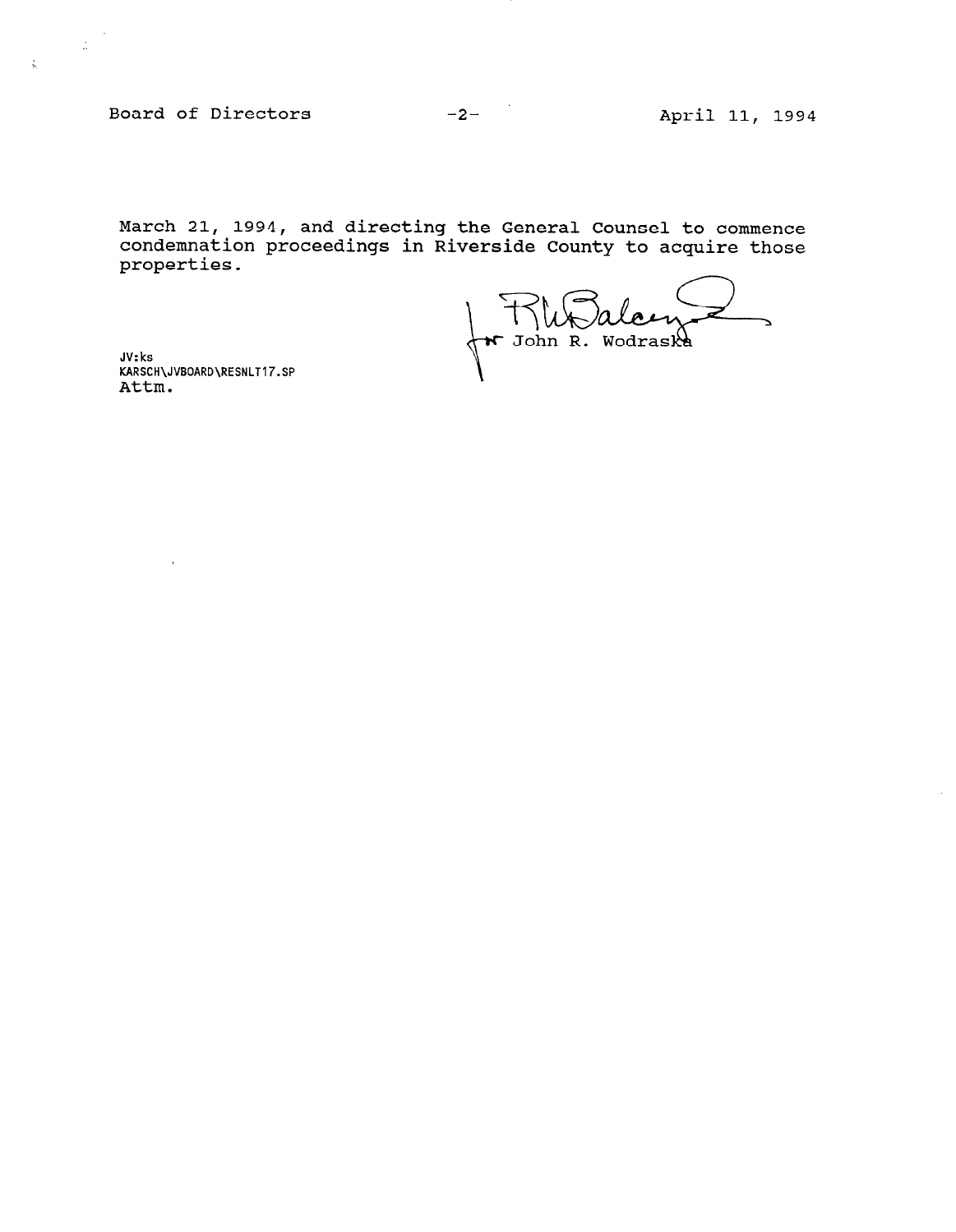March 21, 1994, and directing the General Counsel to commence condemnation proceedings in Riverside County to acquire those properties.

for John R. Wodraska

JV:ks
KARSCH\JVBOARD\RESNLT17.SP
Attm.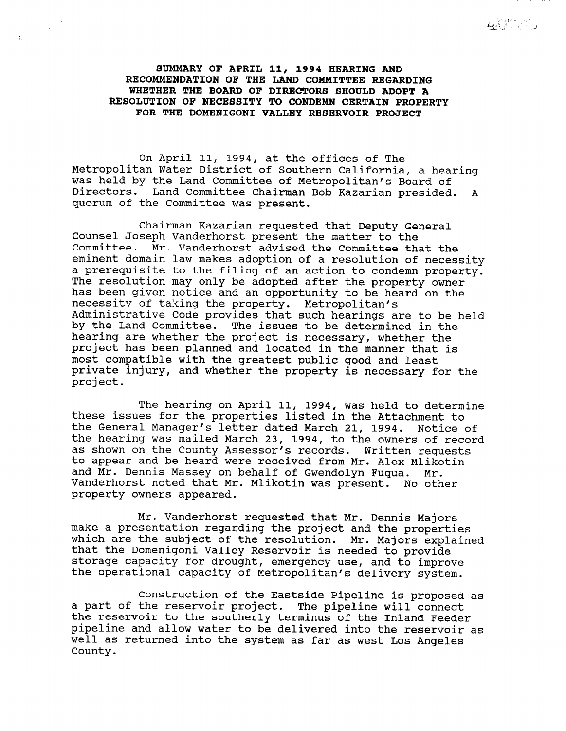**SUMMARY OF APRIL 11, 1994 HEARING AND RECOMMENDATION OF THE LAND COMMITTEE REGARDING WHETHER THE BOARD OF DIRECTORS SHOULD ADOPT A RESOLUTION OF NECESSITY TO CONDEMN CERTAIN PROPERTY FOR THE DOMENIGONI VALLEY RESERVOIR PROJECT**

On April 11, 1994, at the offices of The Metropolitan Water District of Southern California, a hearing was held by the Land Committee of Metropolitan's Board of Directors. Land Committee Chairman Bob Kazarian presided. A quorum of the Committee was present.

Chairman Kazarian requested that Deputy General Counsel Joseph Vanderhorst present the matter to the Committee. Mr. Vanderhorst advised the Committee that the eminent domain law makes adoption of a resolution of necessity a prerequisite to the filing of an action to condemn property. The resolution may only be adopted after the property owner has been given notice and an opportunity to be heard on the necessity of taking the property. Metropolitan's Administrative Code provides that such hearings are to be held by the Land Committee. The issues to be determined in the hearing are whether the project is necessary, whether the project has been planned and located in the manner that is most compatible with the greatest public good and least private injury, and whether the property is necessary for the project.

The hearing on April 11, 1994, was held to determine these issues for the properties listed in the Attachment to the General Manager's letter dated March 21, 1994. Notice of the hearing was mailed March 23, 1994, to the owners of record as shown on the County Assessor's records. Written requests to appear and be heard were received from Mr. Alex Mlikotin and Mr. Dennis Massey on behalf of Gwendolyn Fuqua. Mr. Vanderhorst noted that Mr. Mlikotin was present. No other property owners appeared.

Mr. Vanderhorst requested that Mr. Dennis Majors make a presentation regarding the project and the properties which are the subject of the resolution. Mr. Majors explained that the Domenigoni Valley Reservoir is needed to provide storage capacity for drought, emergency use, and to improve the operational capacity of Metropolitan's delivery system.

Construction of the Eastside Pipeline is proposed as a part of the reservoir project. The pipeline will connect the reservoir to the southerly terminus of the Inland Feeder pipeline and allow water to be delivered into the reservoir as well as returned into the system as far as west Los Angeles County.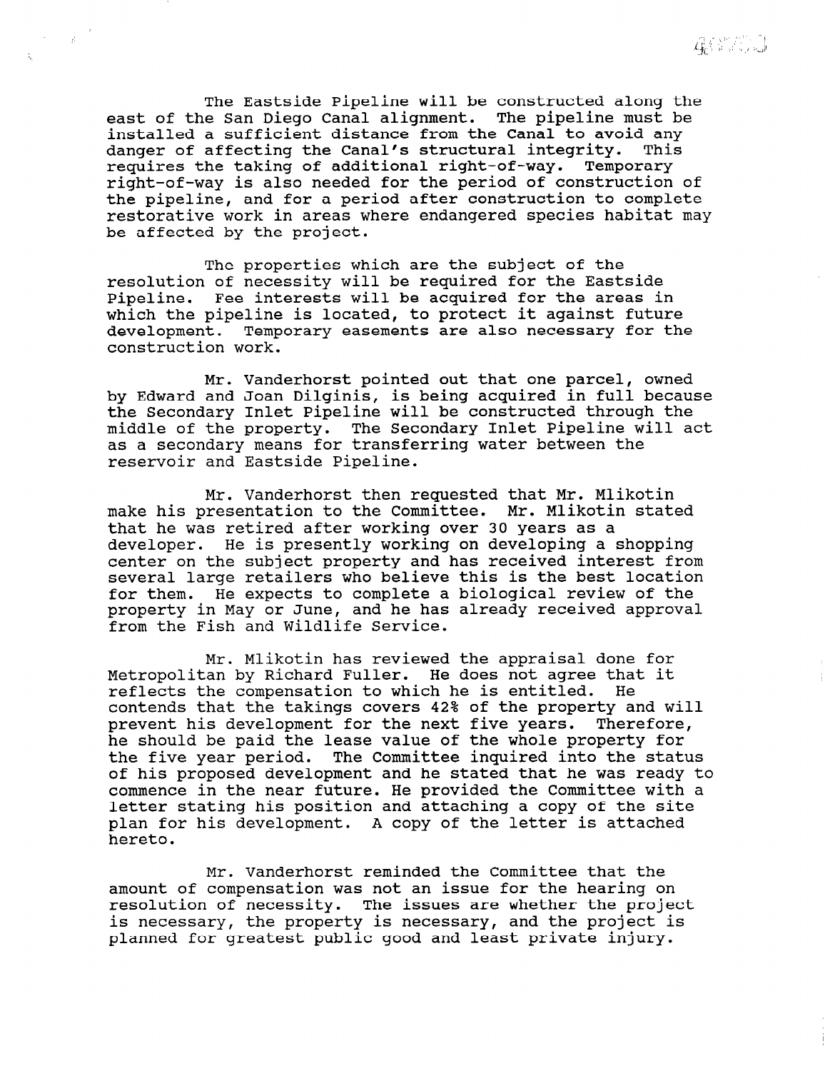The Eastside Pipeline will be constructed along the east of the San Diego Canal alignment. The pipeline must be installed a sufficient distance from the Canal to avoid any danger of affecting the Canal's structural integrity. This requires the taking of additional right-of-way. Temporary right-of-way is also needed for the period of construction of the pipeline, and for a period after construction to complete restorative work in areas where endangered species habitat may be affected by the project.

The properties which are the subject of the resolution of necessity will be required for the Eastside Pipeline. Fee interests will be acquired for the areas in which the pipeline is located, to protect it against future development. Temporary easements are also necessary for the construction work.

Mr. Vanderhorst pointed out that one parcel, owned by Edward and Joan Dilginis, is being acquired in full because the Secondary Inlet Pipeline will be constructed through the middle of the property. The Secondary Inlet Pipeline will act as a secondary means for transferring water between the reservoir and Eastside Pipeline.

Mr. Vanderhorst then requested that Mr. Mlikotin make his presentation to the Committee. Mr. Mlikotin stated that he was retired after working over 30 years as a developer. He is presently working on developing a shopping center on the subject property and has received interest from several large retailers who believe this is the best location for them. He expects to complete a biological review of the property in May or June, and he has already received approval from the Fish and Wildlife Service.

Mr. Mlikotin has reviewed the appraisal done for Metropolitan by Richard Fuller. He does not agree that it reflects the compensation to which he is entitled. He contends that the takings covers 42% of the property and will prevent his development for the next five years. Therefore, he should be paid the lease value of the whole property for the five year period. The Committee inquired into the status of his proposed development and he stated that he was ready to commence in the near future. He provided the Committee with a letter stating his position and attaching a copy of the site plan for his development. A copy of the letter is attached hereto.

Mr. Vanderhorst reminded the Committee that the amount of compensation was not an issue for the hearing on resolution of necessity. The issues are whether the project is necessary, the property is necessary, and the project is planned for greatest public good and least private injury.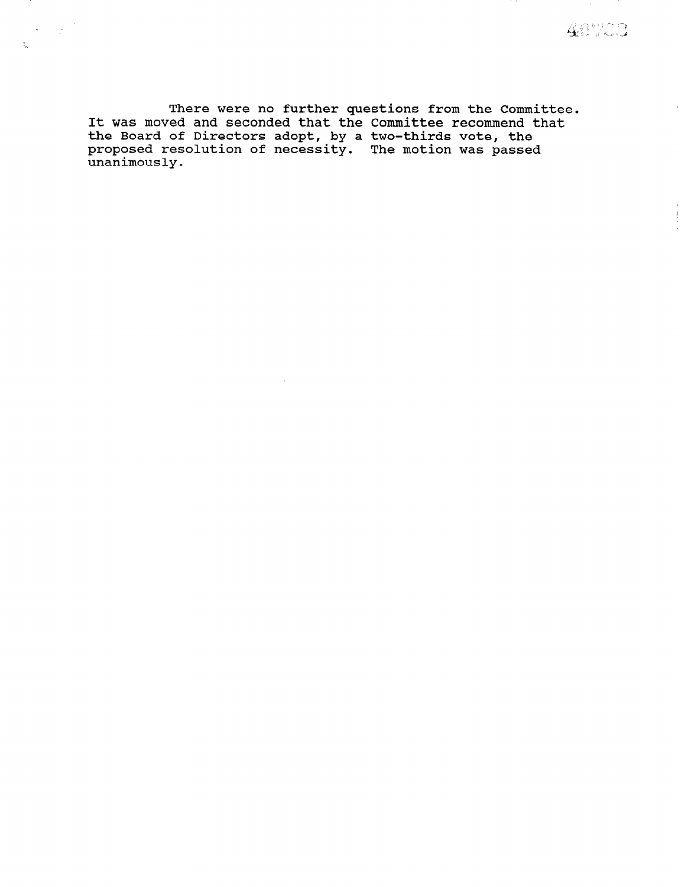There were no further questions from the Committee. It was moved and seconded that the Committee recommend that the Board of Directors adopt, by a two-thirds vote, the proposed resolution of necessity. The motion was passed unanimously.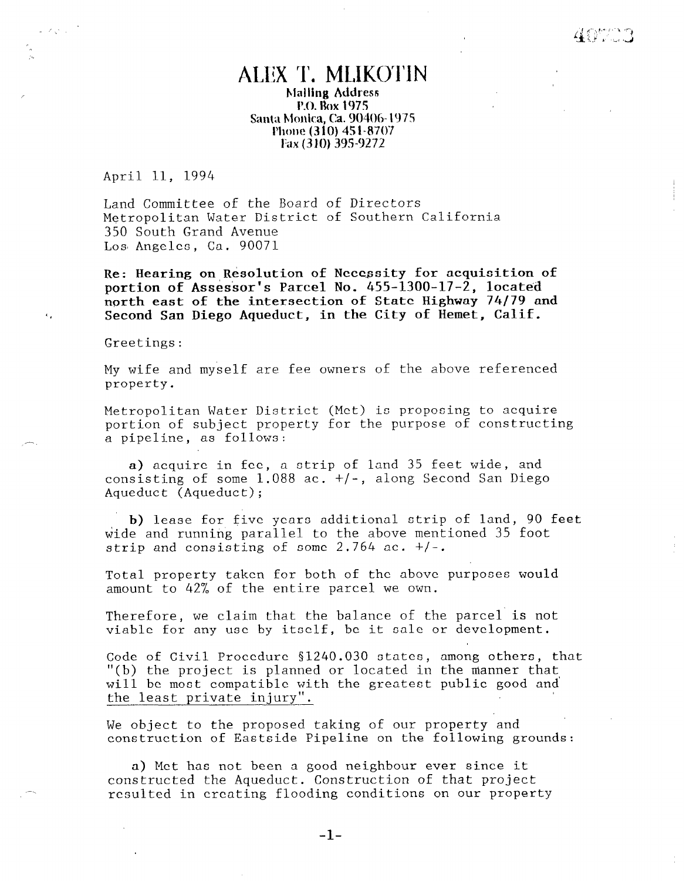# ALEX T. MLIKOTIN

**Mailing Address**
**P.O. Box 1975**
**Santa Monica, Ca. 90406-1975**
**Phone (310) 451-8707**
**Fax (310) 395-9272**

April 11, 1994

Land Committee of the Board of Directors
Metropolitan Water District of Southern California
350 South Grand Avenue
Los Angeles, Ca. 90071

**Re: Hearing on Resolution of Necessity for acquisition of portion of Assessor's Parcel No. 455-1300-17-2, located north east of the intersection of State Highway 74/79 and Second San Diego Aqueduct, in the City of Hemet, Calif.**

Greetings:

My wife and myself are fee owners of the above referenced property.

Metropolitan Water District (Met) is proposing to acquire portion of subject property for the purpose of constructing a pipeline, as follows:

**a)** acquire in fee, a strip of land 35 feet wide, and consisting of some 1.088 ac. +/-, along Second San Diego Aqueduct (Aqueduct);

**b)** lease for five years additional strip of land, 90 feet wide and running parallel to the above mentioned 35 foot strip and consisting of some 2.764 ac. +/-.

Total property taken for both of the above purposes would amount to 42% of the entire parcel we own.

Therefore, we claim that the balance of the parcel is not viable for any use by itself, be it sale or development.

Code of Civil Procedure §1240.030 states, among others, that "(b) the project is planned or located in the manner that will be most compatible with the greatest public good and <u>the least private injury</u>".

We object to the proposed taking of our property and construction of Eastside Pipeline on the following grounds:

a) Met has not been a good neighbour ever since it constructed the Aqueduct. Construction of that project resulted in creating flooding conditions on our property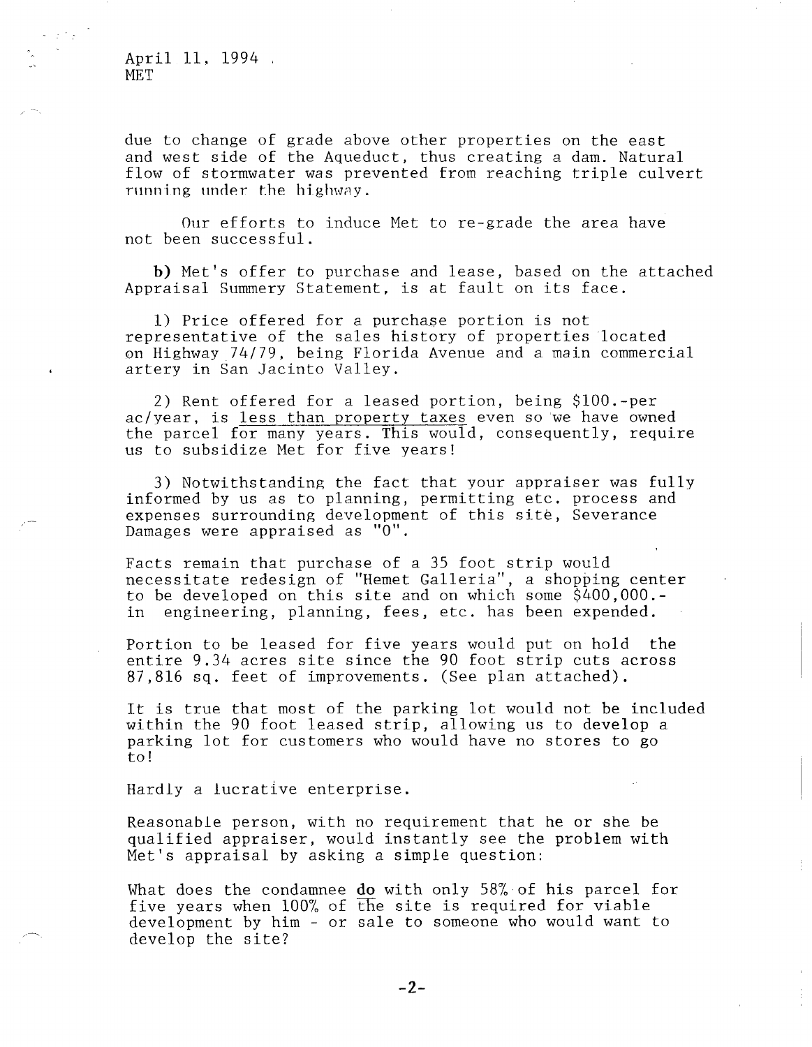April 11, 1994
MET

due to change of grade above other properties on the east and west side of the Aqueduct, thus creating a dam. Natural flow of stormwater was prevented from reaching triple culvert running under the highway.

Our efforts to induce Met to re-grade the area have not been successful.

**b)** Met's offer to purchase and lease, based on the attached Appraisal Summery Statement, is at fault on its face.

1) Price offered for a purchase portion is not representative of the sales history of properties located on Highway 74/79, being Florida Avenue and a main commercial artery in San Jacinto Valley.

2) Rent offered for a leased portion, being $100.-per ac/year, is <u>less than property taxes</u> even so we have owned the parcel for many years. This would, consequently, require us to subsidize Met for five years!

3) Notwithstanding the fact that your appraiser was fully informed by us as to planning, permitting etc. process and expenses surrounding development of this site, Severance Damages were appraised as "0".

Facts remain that purchase of a 35 foot strip would necessitate redesign of "Hemet Galleria", a shopping center to be developed on this site and on which some $400,000.- in engineering, planning, fees, etc. has been expended.

Portion to be leased for five years would put on hold the entire 9.34 acres site since the 90 foot strip cuts across 87,816 sq. feet of improvements. (See plan attached).

It is true that most of the parking lot would not be included within the 90 foot leased strip, allowing us to develop a parking lot for customers who would have no stores to go to!

Hardly a lucrative enterprise.

Reasonable person, with no requirement that he or she be qualified appraiser, would instantly see the problem with Met's appraisal by asking a simple question:

What does the condamnee <u>do</u> with only 58% of his parcel for five years when 100% of the site is required for viable development by him - or sale to someone who would want to develop the site?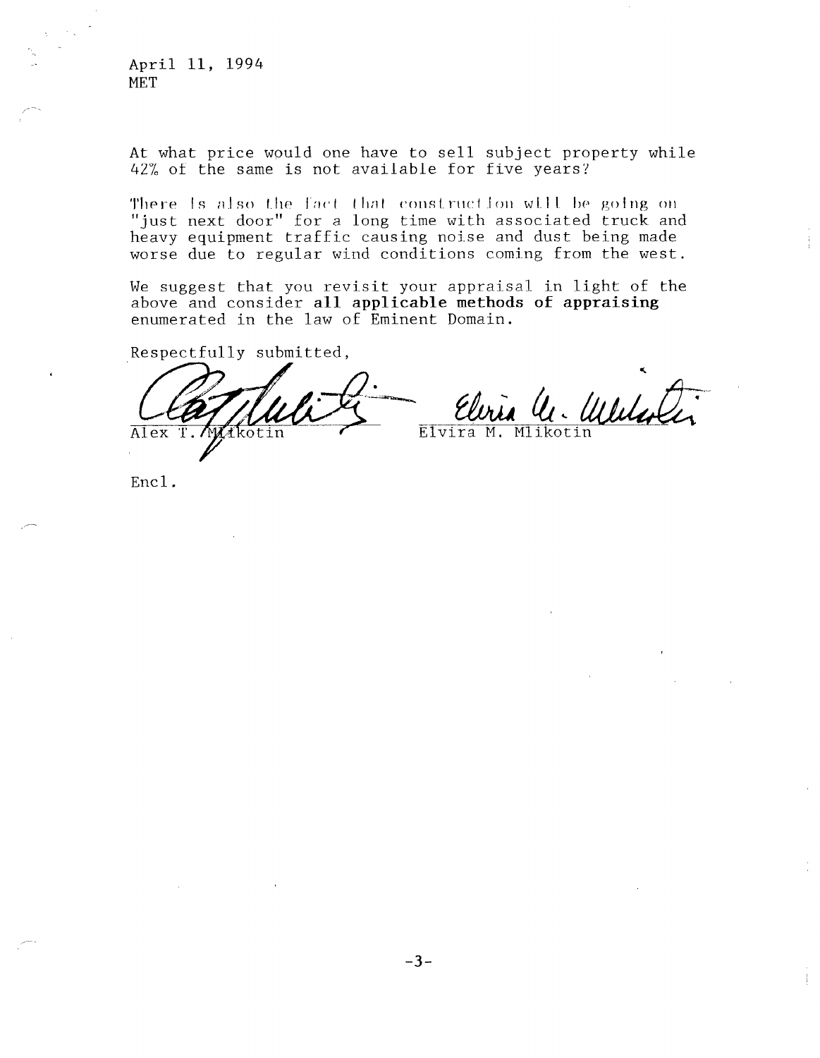April 11, 1994
MET

At what price would one have to sell subject property while 42% of the same is not available for five years?

There is also the fact that construction will be going on "just next door" for a long time with associated truck and heavy equipment traffic causing noise and dust being made worse due to regular wind conditions coming from the west.

We suggest that you revisit your appraisal in light of the above and consider **all applicable methods of appraising** enumerated in the law of Eminent Domain.

Respectfully submitted,

Alex T. Mlikotin          Elvira M. Mlikotin

Encl.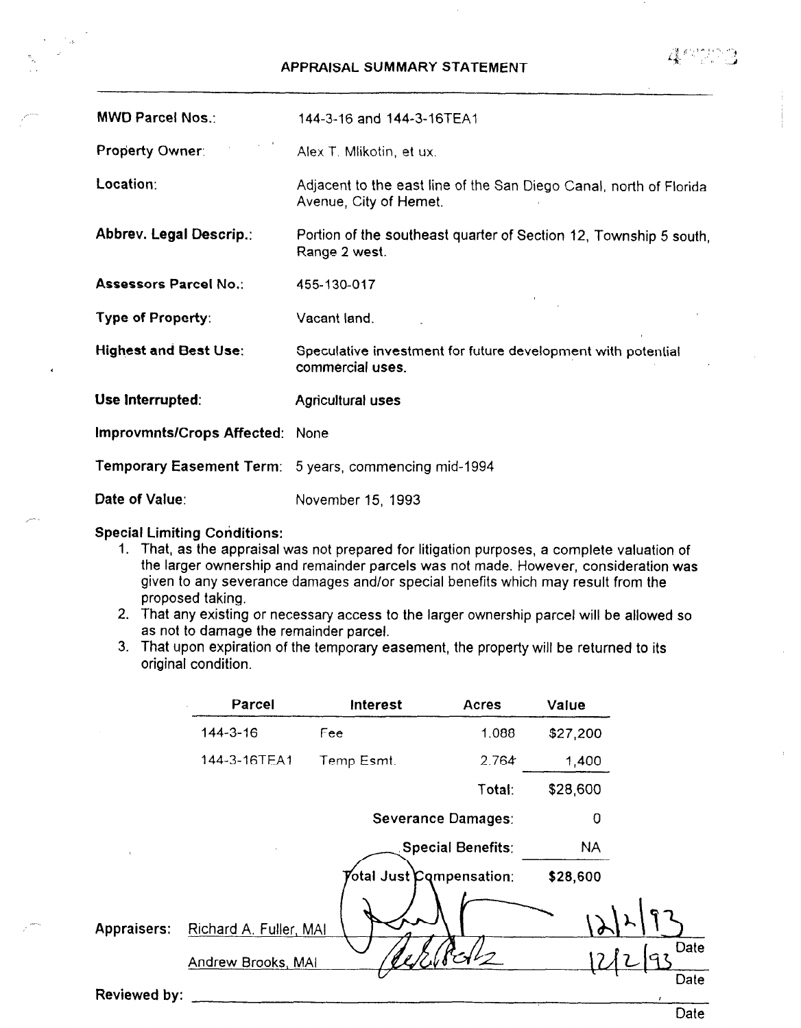# APPRAISAL SUMMARY STATEMENT

**MWD Parcel Nos.:** 144-3-16 and 144-3-16TEA1

**Property Owner:** Alex T. Mlikotin, et ux.

**Location:** Adjacent to the east line of the San Diego Canal, north of Florida Avenue, City of Hemet.

**Abbrev. Legal Descrip.:** Portion of the southeast quarter of Section 12, Township 5 south, Range 2 west.

**Assessors Parcel No.:** 455-130-017

**Type of Property:** Vacant land.

**Highest and Best Use:** Speculative investment for future development with potential commercial uses.

**Use Interrupted:** Agricultural uses

**Improvmnts/Crops Affected:** None

**Temporary Easement Term:** 5 years, commencing mid-1994

**Date of Value:** November 15, 1993

**Special Limiting Conditions:**

1. That, as the appraisal was not prepared for litigation purposes, a complete valuation of the larger ownership and remainder parcels was not made. However, consideration was given to any severance damages and/or special benefits which may result from the proposed taking.
2. That any existing or necessary access to the larger ownership parcel will be allowed so as not to damage the remainder parcel.
3. That upon expiration of the temporary easement, the property will be returned to its original condition.

| Parcel | Interest | Acres | Value |
|---|---|---|---|
| 144-3-16 | Fee | 1.088 | $27,200 |
| 144-3-16TEA1 | Temp Esmt. | 2.764 | 1,400 |
| | | Total: | $28,600 |
| | | Severance Damages: | 0 |
| | | Special Benefits: | NA |
| | | Total Just Compensation: | $28,600 |

Appraisers: Richard A. Fuller, MAI ________ 12/2/93 Date

Andrew Brooks, MAI ________ 12/2/93 Date

Reviewed by: ________________ Date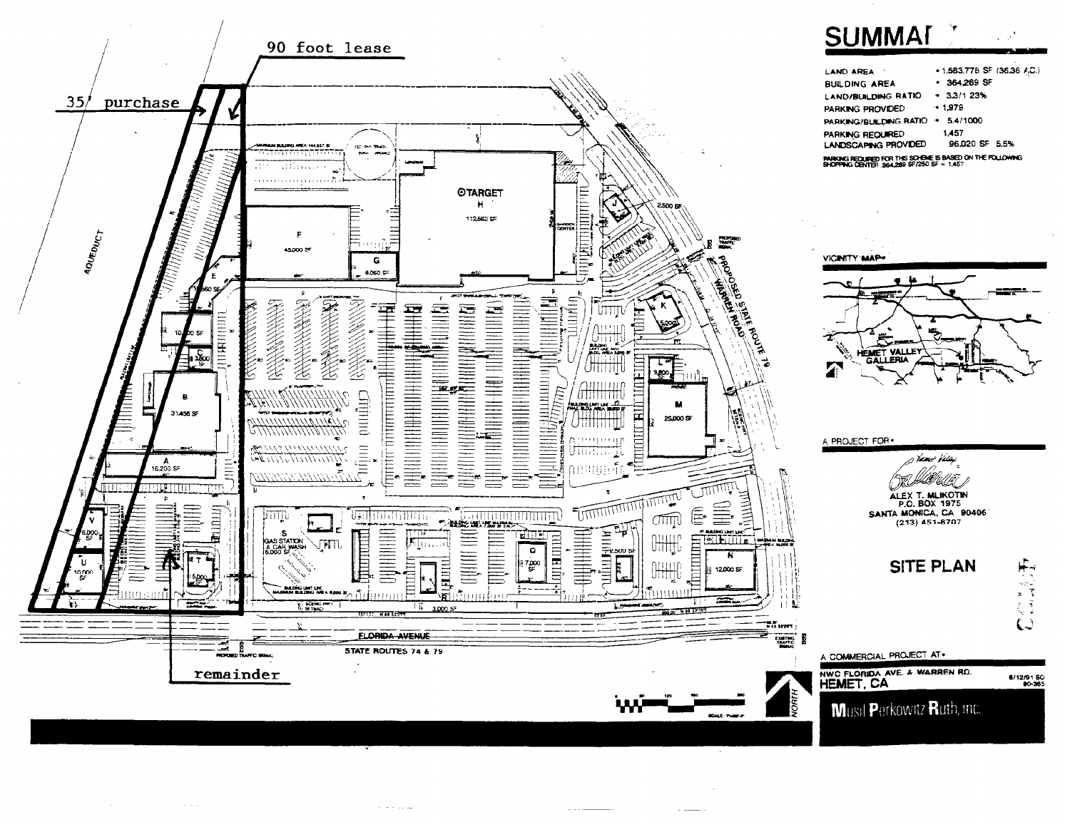90 foot lease

35' purchase

remainder

# SUMMARY

| | |
|---|---|
| LAND AREA | = 1,583,776 SF (36.36 AC.) |
| BUILDING AREA | = 364,269 SF |
| LAND/BUILDING RATIO | = 3.3/1 23% |
| PARKING PROVIDED | = 1,979 |
| PARKING/BUILDING RATIO | = 5.4/1000 |
| PARKING REQUIRED | 1,457 |
| LANDSCAPING PROVIDED | 96,020 SF 5.5% |

PARKING REQUIRED FOR THIS SCHEME IS BASED ON THE FOLLOWING SHOPPING CENTER 364,269 SF/250 SF = 1,457

VICINITY MAP

HEMET VALLEY GALLERIA

A PROJECT FOR

Hemet Valley Galleria

ALEX T. MLIKOTIN
P.O. BOX 1975
SANTA MONICA, CA 90406
(213) 451-8707

## SITE PLAN

A COMMERCIAL PROJECT AT

NWC FLORIDA AVE. & WARREN RD.
HEMET, CA

6/12/91 SO
90-365

Musil Perkowitz Ruth, Inc.

AQUEDUCT

TARGET
H
112,562 SF

F
45,000 SF

G
6,050 SF

E

10,560 SF

10,000 SF

3,500 SF

B
31,456 SF

A
16,200 SF

V
6,000 SF

U
10,000 SF

5,000

S
GAS STATION & CAR WASH
6,000 SF

Q
7,000 SF

2,500 SF

N
12,000 SF

M
25,000 SF

9,800

K
5,200

J
2,500 SF

PROPOSED STATE ROUTE 79
WARREN ROAD

PROPOSED TRAFFIC SIGNAL

FLORIDA AVENUE
STATE ROUTES 74 & 79

PROPOSED TRAFFIC SIGNAL

EXISTING TRAFFIC SIGNAL

3,000 SF

NORTH